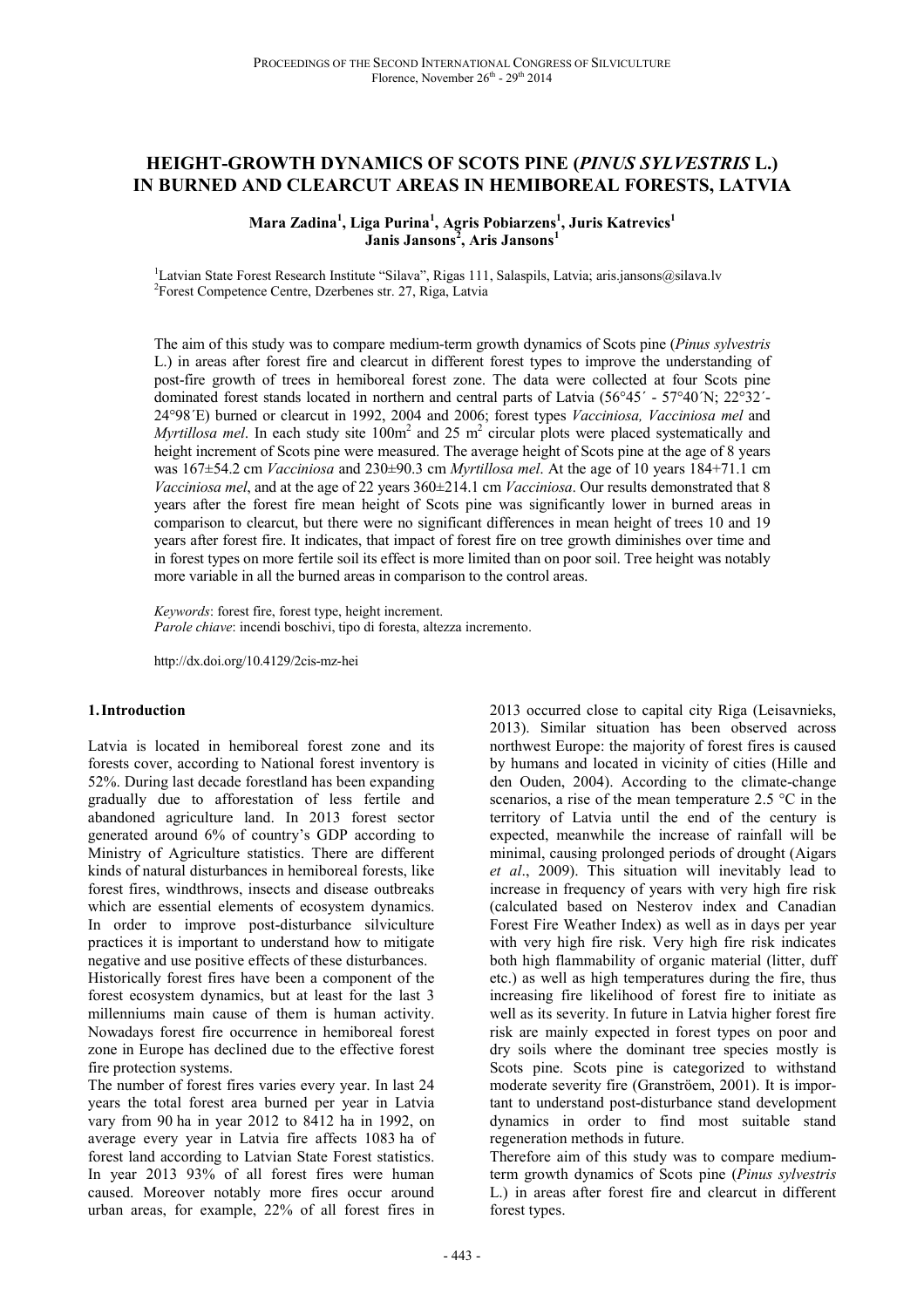# HEIGHT-GROWTH DYNAMICS OF SCOTS PINE (*PINUS SYLVESTRIS* L.) IN BURNED AND CLEARCUT AREAS IN HEMIBOREAL FORESTS, LATVIA

**Mara Zadina[1], Liga Purina[1], Agris Pobiarzens[1], Juris Katrevics[1] Janis Jansons[2], Aris Jansons[1]**

[1]Latvian State Forest Research Institute "Silava", Rigas 111, Salaspils, Latvia; aris.jansons@silava.lv
[2]Forest Competence Centre, Dzerbenes str. 27, Riga, Latvia

The aim of this study was to compare medium-term growth dynamics of Scots pine (*Pinus sylvestris* L.) in areas after forest fire and clearcut in different forest types to improve the understanding of post-fire growth of trees in hemiboreal forest zone. The data were collected at four Scots pine dominated forest stands located in northern and central parts of Latvia (56°45´ - 57°40´N; 22°32´-24°98´E) burned or clearcut in 1992, 2004 and 2006; forest types *Vacciniosa, Vacciniosa mel* and *Myrtillosa mel*. In each study site 100m$^2$ and 25 m$^2$ circular plots were placed systematically and height increment of Scots pine were measured. The average height of Scots pine at the age of 8 years was 167±54.2 cm *Vacciniosa* and 230±90.3 cm *Myrtillosa mel*. At the age of 10 years 184+71.1 cm *Vacciniosa mel*, and at the age of 22 years 360±214.1 cm *Vacciniosa*. Our results demonstrated that 8 years after the forest fire mean height of Scots pine was significantly lower in burned areas in comparison to clearcut, but there were no significant differences in mean height of trees 10 and 19 years after forest fire. It indicates, that impact of forest fire on tree growth diminishes over time and in forest types on more fertile soil its effect is more limited than on poor soil. Tree height was notably more variable in all the burned areas in comparison to the control areas.

*Keywords*: forest fire, forest type, height increment.
*Parole chiave*: incendi boschivi, tipo di foresta, altezza incremento.

http://dx.doi.org/10.4129/2cis-mz-hei

## 1. Introduction

Latvia is located in hemiboreal forest zone and its forests cover, according to National forest inventory is 52%. During last decade forestland has been expanding gradually due to afforestation of less fertile and abandoned agriculture land. In 2013 forest sector generated around 6% of country's GDP according to Ministry of Agriculture statistics. There are different kinds of natural disturbances in hemiboreal forests, like forest fires, windthrows, insects and disease outbreaks which are essential elements of ecosystem dynamics. In order to improve post-disturbance silviculture practices it is important to understand how to mitigate negative and use positive effects of these disturbances.
Historically forest fires have been a component of the forest ecosystem dynamics, but at least for the last 3 millenniums main cause of them is human activity. Nowadays forest fire occurrence in hemiboreal forest zone in Europe has declined due to the effective forest fire protection systems.
The number of forest fires varies every year. In last 24 years the total forest area burned per year in Latvia vary from 90 ha in year 2012 to 8412 ha in 1992, on average every year in Latvia fire affects 1083 ha of forest land according to Latvian State Forest statistics. In year 2013 93% of all forest fires were human caused. Moreover notably more fires occur around urban areas, for example, 22% of all forest fires in 2013 occurred close to capital city Riga (Leisavnieks, 2013). Similar situation has been observed across northwest Europe: the majority of forest fires is caused by humans and located in vicinity of cities (Hille and den Ouden, 2004). According to the climate-change scenarios, a rise of the mean temperature 2.5 °C in the territory of Latvia until the end of the century is expected, meanwhile the increase of rainfall will be minimal, causing prolonged periods of drought (Aigars *et al*., 2009). This situation will inevitably lead to increase in frequency of years with very high fire risk (calculated based on Nesterov index and Canadian Forest Fire Weather Index) as well as in days per year with very high fire risk. Very high fire risk indicates both high flammability of organic material (litter, duff etc.) as well as high temperatures during the fire, thus increasing fire likelihood of forest fire to initiate as well as its severity. In future in Latvia higher forest fire risk are mainly expected in forest types on poor and dry soils where the dominant tree species mostly is Scots pine. Scots pine is categorized to withstand moderate severity fire (Granströem, 2001). It is important to understand post-disturbance stand development dynamics in order to find most suitable stand regeneration methods in future.
Therefore aim of this study was to compare medium-term growth dynamics of Scots pine (*Pinus sylvestris* L.) in areas after forest fire and clearcut in different forest types.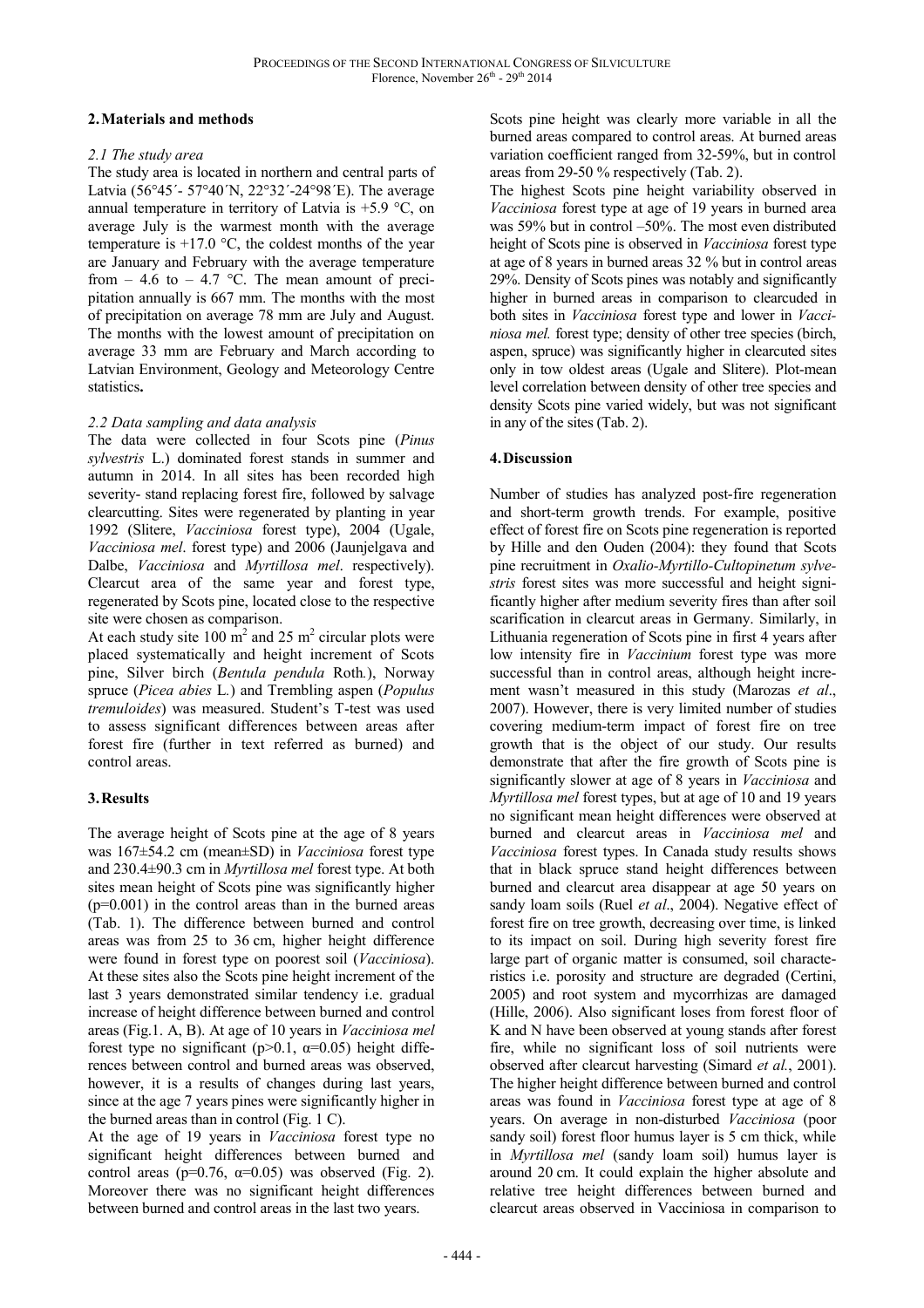## 2. Materials and methods

### 2.1 The study area

The study area is located in northern and central parts of Latvia (56°45´- 57°40´N, 22°32´-24°98´E). The average annual temperature in territory of Latvia is +5.9 °C, on average July is the warmest month with the average temperature is +17.0 °C, the coldest months of the year are January and February with the average temperature from – 4.6 to – 4.7 °C. The mean amount of precipitation annually is 667 mm. The months with the most of precipitation on average 78 mm are July and August. The months with the lowest amount of precipitation on average 33 mm are February and March according to Latvian Environment, Geology and Meteorology Centre statistics**.**

### 2.2 Data sampling and data analysis

The data were collected in four Scots pine (*Pinus sylvestris* L.) dominated forest stands in summer and autumn in 2014. In all sites has been recorded high severity- stand replacing forest fire, followed by salvage clearcutting. Sites were regenerated by planting in year 1992 (Slitere, *Vacciniosa* forest type), 2004 (Ugale, *Vacciniosa mel*. forest type) and 2006 (Jaunjelgava and Dalbe, *Vacciniosa* and *Myrtillosa mel*. respectively). Clearcut area of the same year and forest type, regenerated by Scots pine, located close to the respective site were chosen as comparison.

At each study site 100 $m^2$ and 25 $m^2$ circular plots were placed systematically and height increment of Scots pine, Silver birch (*Bentula pendula* Roth.), Norway spruce (*Picea abies* L.) and Trembling aspen (*Populus tremuloides*) was measured. Student's T-test was used to assess significant differences between areas after forest fire (further in text referred as burned) and control areas.

## 3. Results

The average height of Scots pine at the age of 8 years was 167±54.2 cm (mean±SD) in *Vacciniosa* forest type and 230.4±90.3 cm in *Myrtillosa mel* forest type. At both sites mean height of Scots pine was significantly higher ($p=0.001$) in the control areas than in the burned areas (Tab. 1). The difference between burned and control areas was from 25 to 36 cm, higher height difference were found in forest type on poorest soil (*Vacciniosa*). At these sites also the Scots pine height increment of the last 3 years demonstrated similar tendency i.e. gradual increase of height difference between burned and control areas (Fig.1. A, B). At age of 10 years in *Vacciniosa mel* forest type no significant ($p>0.1$, $\alpha=0.05$) height differences between control and burned areas was observed, however, it is a results of changes during last years, since at the age 7 years pines were significantly higher in the burned areas than in control (Fig. 1 C).

At the age of 19 years in *Vacciniosa* forest type no significant height differences between burned and control areas ($p=0.76$, $\alpha=0.05$) was observed (Fig. 2). Moreover there was no significant height differences between burned and control areas in the last two years.

Scots pine height was clearly more variable in all the burned areas compared to control areas. At burned areas variation coefficient ranged from 32-59%, but in control areas from 29-50 % respectively (Tab. 2).

The highest Scots pine height variability observed in *Vacciniosa* forest type at age of 19 years in burned area was 59% but in control –50%. The most even distributed height of Scots pine is observed in *Vacciniosa* forest type at age of 8 years in burned areas 32 % but in control areas 29%. Density of Scots pines was notably and significantly higher in burned areas in comparison to clearcuded in both sites in *Vacciniosa* forest type and lower in *Vacciniosa mel.* forest type; density of other tree species (birch, aspen, spruce) was significantly higher in clearcuted sites only in tow oldest areas (Ugale and Slitere). Plot-mean level correlation between density of other tree species and density Scots pine varied widely, but was not significant in any of the sites (Tab. 2).

## 4. Discussion

Number of studies has analyzed post-fire regeneration and short-term growth trends. For example, positive effect of forest fire on Scots pine regeneration is reported by Hille and den Ouden (2004): they found that Scots pine recruitment in *Oxalio-Myrtillo-Cultopinetum sylvestris* forest sites was more successful and height significantly higher after medium severity fires than after soil scarification in clearcut areas in Germany. Similarly, in Lithuania regeneration of Scots pine in first 4 years after low intensity fire in *Vaccinium* forest type was more successful than in control areas, although height increment wasn't measured in this study (Marozas *et al*., 2007). However, there is very limited number of studies covering medium-term impact of forest fire on tree growth that is the object of our study. Our results demonstrate that after the fire growth of Scots pine is significantly slower at age of 8 years in *Vacciniosa* and *Myrtillosa mel* forest types, but at age of 10 and 19 years no significant mean height differences were observed at burned and clearcut areas in *Vacciniosa mel* and *Vacciniosa* forest types. In Canada study results shows that in black spruce stand height differences between burned and clearcut area disappear at age 50 years on sandy loam soils (Ruel *et al*., 2004). Negative effect of forest fire on tree growth, decreasing over time, is linked to its impact on soil. During high severity forest fire large part of organic matter is consumed, soil characteristics i.e. porosity and structure are degraded (Certini, 2005) and root system and mycorrhizas are damaged (Hille, 2006). Also significant loses from forest floor of K and N have been observed at young stands after forest fire, while no significant loss of soil nutrients were observed after clearcut harvesting (Simard *et al.*, 2001). The higher height difference between burned and control areas was found in *Vacciniosa* forest type at age of 8 years. On average in non-disturbed *Vacciniosa* (poor sandy soil) forest floor humus layer is 5 cm thick, while in *Myrtillosa mel* (sandy loam soil) humus layer is around 20 cm. It could explain the higher absolute and relative tree height differences between burned and clearcut areas observed in Vacciniosa in comparison to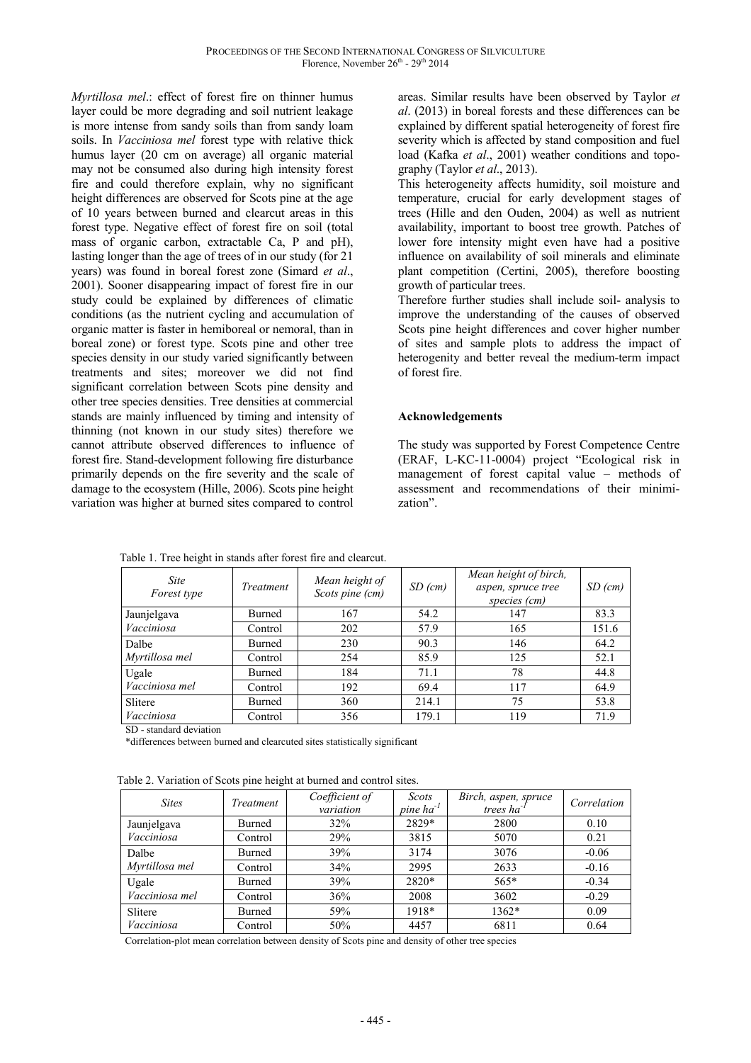*Myrtillosa mel*.: effect of forest fire on thinner humus layer could be more degrading and soil nutrient leakage is more intense from sandy soils than from sandy loam soils. In *Vacciniosa mel* forest type with relative thick humus layer (20 cm on average) all organic material may not be consumed also during high intensity forest fire and could therefore explain, why no significant height differences are observed for Scots pine at the age of 10 years between burned and clearcut areas in this forest type. Negative effect of forest fire on soil (total mass of organic carbon, extractable Ca, P and pH), lasting longer than the age of trees of in our study (for 21 years) was found in boreal forest zone (Simard *et al*., 2001). Sooner disappearing impact of forest fire in our study could be explained by differences of climatic conditions (as the nutrient cycling and accumulation of organic matter is faster in hemiboreal or nemoral, than in boreal zone) or forest type. Scots pine and other tree species density in our study varied significantly between treatments and sites; moreover we did not find significant correlation between Scots pine density and other tree species densities. Tree densities at commercial stands are mainly influenced by timing and intensity of thinning (not known in our study sites) therefore we cannot attribute observed differences to influence of forest fire. Stand-development following fire disturbance primarily depends on the fire severity and the scale of damage to the ecosystem (Hille, 2006). Scots pine height variation was higher at burned sites compared to control areas. Similar results have been observed by Taylor *et al*. (2013) in boreal forests and these differences can be explained by different spatial heterogeneity of forest fire severity which is affected by stand composition and fuel load (Kafka *et al*., 2001) weather conditions and topography (Taylor *et al*., 2013).

This heterogeneity affects humidity, soil moisture and temperature, crucial for early development stages of trees (Hille and den Ouden, 2004) as well as nutrient availability, important to boost tree growth. Patches of lower fore intensity might even have had a positive influence on availability of soil minerals and eliminate plant competition (Certini, 2005), therefore boosting growth of particular trees.

Therefore further studies shall include soil- analysis to improve the understanding of the causes of observed Scots pine height differences and cover higher number of sites and sample plots to address the impact of heterogenity and better reveal the medium-term impact of forest fire.

## Acknowledgements

The study was supported by Forest Competence Centre (ERAF, L-KC-11-0004) project "Ecological risk in management of forest capital value – methods of assessment and recommendations of their minimization".

Table 1. Tree height in stands after forest fire and clearcut.

| *Site Forest type* | *Treatment* | *Mean height of Scots pine (cm)* | *SD (cm)* | *Mean height of birch, aspen, spruce tree species (cm)* | *SD (cm)* |
|---|---|---|---|---|---|
| Jaunjelgava | Burned | 167 | 54.2 | 147 | 83.3 |
| *Vacciniosa* | Control | 202 | 57.9 | 165 | 151.6 |
| Dalbe | Burned | 230 | 90.3 | 146 | 64.2 |
| *Myrtillosa mel* | Control | 254 | 85.9 | 125 | 52.1 |
| Ugale | Burned | 184 | 71.1 | 78 | 44.8 |
| *Vacciniosa mel* | Control | 192 | 69.4 | 117 | 64.9 |
| Slitere | Burned | 360 | 214.1 | 75 | 53.8 |
| *Vacciniosa* | Control | 356 | 179.1 | 119 | 71.9 |

SD - standard deviation

*differences between burned and clearcuted sites statistically significant

Table 2. Variation of Scots pine height at burned and control sites.

| *Sites* | *Treatment* | *Coefficient of variation* | *Scots pine ha$^{-1}$* | *Birch, aspen, spruce trees ha$^{-1}$* | *Correlation* |
|---|---|---|---|---|---|
| Jaunjelgava | Burned | 32% | 2829* | 2800 | 0.10 |
| *Vacciniosa* | Control | 29% | 3815 | 5070 | 0.21 |
| Dalbe | Burned | 39% | 3174 | 3076 | -0.06 |
| *Myrtillosa mel* | Control | 34% | 2995 | 2633 | -0.16 |
| Ugale | Burned | 39% | 2820* | 565* | -0.34 |
| *Vacciniosa mel* | Control | 36% | 2008 | 3602 | -0.29 |
| Slitere | Burned | 59% | 1918* | 1362* | 0.09 |
| *Vacciniosa* | Control | 50% | 4457 | 6811 | 0.64 |

Correlation-plot mean correlation between density of Scots pine and density of other tree species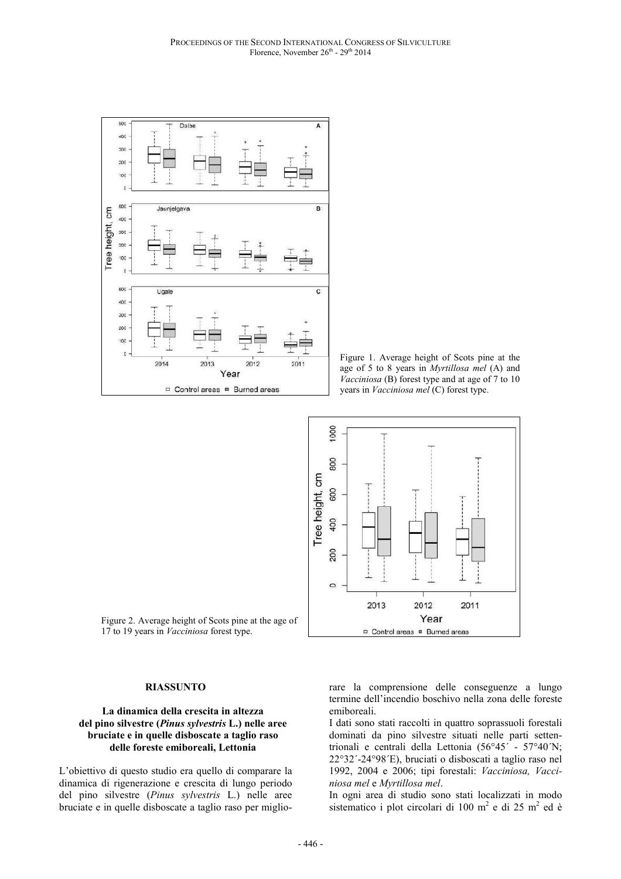Figure 1. Average height of Scots pine at the age of 5 to 8 years in *Myrtillosa mel* (A) and *Vacciniosa* (B) forest type and at age of 7 to 10 years in *Vacciniosa mel* (C) forest type.

Figure 2. Average height of Scots pine at the age of 17 to 19 years in *Vacciniosa* forest type.

## RIASSUNTO

### La dinamica della crescita in altezza del pino silvestre (*Pinus sylvestris* L.) nelle aree bruciate e in quelle disboscate a taglio raso delle foreste emiboreali, Lettonia

L'obiettivo di questo studio era quello di comparare la dinamica di rigenerazione e crescita di lungo periodo del pino silvestre (*Pinus sylvestris* L.) nelle aree bruciate e in quelle disboscate a taglio raso per migliorare la comprensione delle conseguenze a lungo termine dell'incendio boschivo nella zona delle foreste emiboreali.

I dati sono stati raccolti in quattro soprassuoli forestali dominati da pino silvestre situati nelle parti settentrionali e centrali della Lettonia (56°45´ - 57°40´N; 22°32´-24°98´E), bruciati o disboscati a taglio raso nel 1992, 2004 e 2006; tipi forestali: *Vacciniosa, Vacciniosa mel* e *Myrtillosa mel*.

In ogni area di studio sono stati localizzati in modo sistematico i plot circolari di 100 $m^2$ e di 25 $m^2$ ed è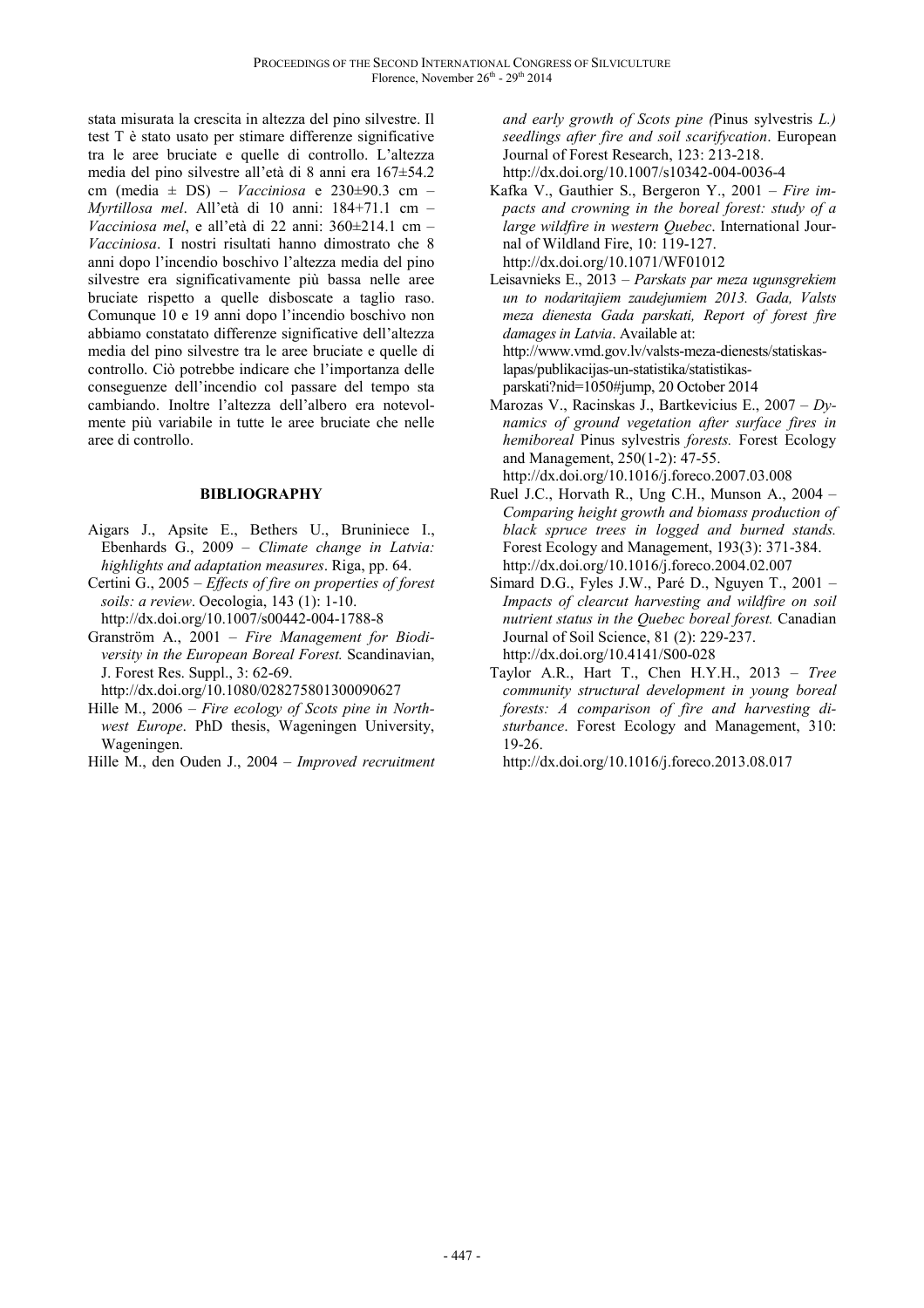stata misurata la crescita in altezza del pino silvestre. Il test T è stato usato per stimare differenze significative tra le aree bruciate e quelle di controllo. L'altezza media del pino silvestre all'età di 8 anni era 167±54.2 cm (media ± DS) – *Vacciniosa* e 230±90.3 cm – *Myrtillosa mel*. All'età di 10 anni: 184+71.1 cm – *Vacciniosa mel*, e all'età di 22 anni: 360±214.1 cm – *Vacciniosa*. I nostri risultati hanno dimostrato che 8 anni dopo l'incendio boschivo l'altezza media del pino silvestre era significativamente più bassa nelle aree bruciate rispetto a quelle disboscate a taglio raso. Comunque 10 e 19 anni dopo l'incendio boschivo non abbiamo constatato differenze significative dell'altezza media del pino silvestre tra le aree bruciate e quelle di controllo. Ciò potrebbe indicare che l'importanza delle conseguenze dell'incendio col passare del tempo sta cambiando. Inoltre l'altezza dell'albero era notevolmente più variabile in tutte le aree bruciate che nelle aree di controllo.

## BIBLIOGRAPHY

Aigars J., Apsite E., Bethers U., Bruniniece I., Ebenhards G., 2009 – *Climate change in Latvia: highlights and adaptation measures*. Riga, pp. 64.

Certini G., 2005 – *Effects of fire on properties of forest soils: a review*. Oecologia, 143 (1): 1-10. http://dx.doi.org/10.1007/s00442-004-1788-8

Granström A., 2001 – *Fire Management for Biodiversity in the European Boreal Forest.* Scandinavian, J. Forest Res. Suppl., 3: 62-69. http://dx.doi.org/10.1080/028275801300090627

Hille M., 2006 – *Fire ecology of Scots pine in Northwest Europe*. PhD thesis, Wageningen University, Wageningen.

Hille M., den Ouden J., 2004 – *Improved recruitment and early growth of Scots pine (*Pinus sylvestris *L.) seedlings after fire and soil scarifycation*. European Journal of Forest Research, 123: 213-218. http://dx.doi.org/10.1007/s10342-004-0036-4

Kafka V., Gauthier S., Bergeron Y., 2001 – *Fire impacts and crowning in the boreal forest: study of a large wildfire in western Quebec*. International Journal of Wildland Fire, 10: 119-127. http://dx.doi.org/10.1071/WF01012

Leisavnieks E., 2013 – *Parskats par meza ugunsgrekiem un to nodaritajiem zaudejumiem 2013. Gada, Valsts meza dienesta Gada parskati, Report of forest fire damages in Latvia*. Available at: http://www.vmd.gov.lv/valsts-meza-dienests/statiskas-lapas/publikacijas-un-statistika/statistikas-parskati?nid=1050#jump, 20 October 2014

Marozas V., Racinskas J., Bartkevicius E., 2007 – *Dynamics of ground vegetation after surface fires in hemiboreal* Pinus sylvestris *forests.* Forest Ecology and Management, 250(1-2): 47-55. http://dx.doi.org/10.1016/j.foreco.2007.03.008

Ruel J.C., Horvath R., Ung C.H., Munson A., 2004 – *Comparing height growth and biomass production of black spruce trees in logged and burned stands.* Forest Ecology and Management, 193(3): 371-384. http://dx.doi.org/10.1016/j.foreco.2004.02.007

Simard D.G., Fyles J.W., Paré D., Nguyen T., 2001 – *Impacts of clearcut harvesting and wildfire on soil nutrient status in the Quebec boreal forest.* Canadian Journal of Soil Science, 81 (2): 229-237. http://dx.doi.org/10.4141/S00-028

Taylor A.R., Hart T., Chen H.Y.H., 2013 – *Tree community structural development in young boreal forests: A comparison of fire and harvesting disturbance*. Forest Ecology and Management, 310: 19-26. http://dx.doi.org/10.1016/j.foreco.2013.08.017